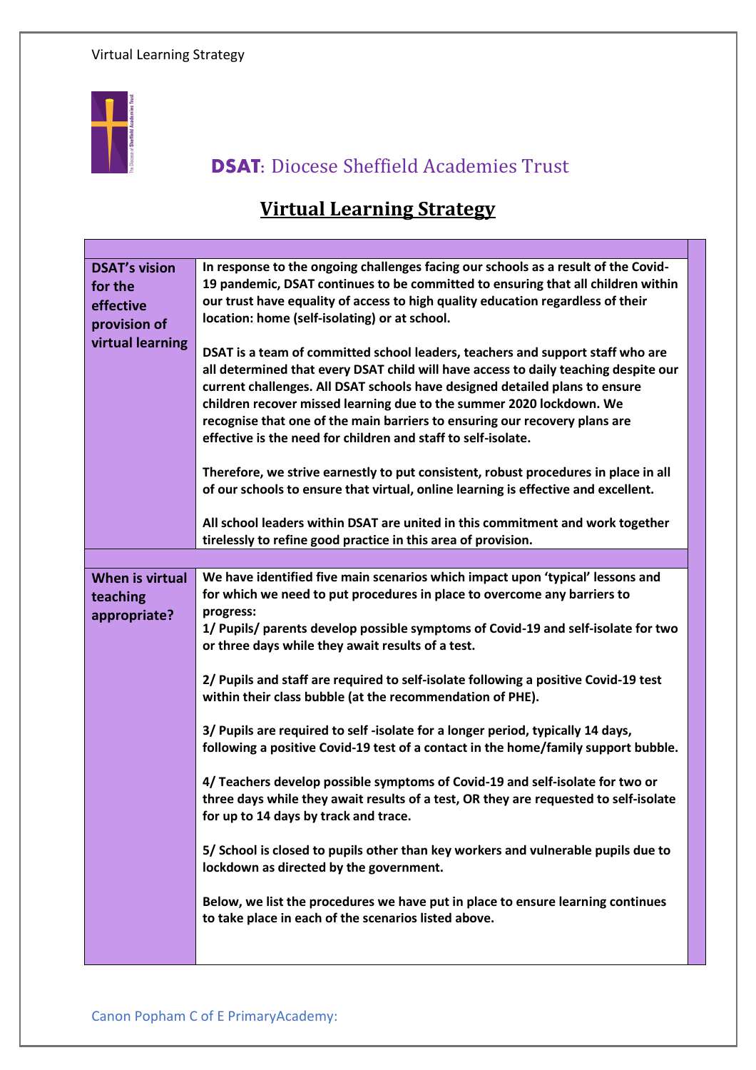# **DSAT**: Diocese Sheffield Academies Trust

## Virtual Learning Strategy

| | |
|---|---|
| **DSAT's vision for the effective provision of virtual learning** | **In response to the ongoing challenges facing our schools as a result of the Covid-19 pandemic, DSAT continues to be committed to ensuring that all children within our trust have equality of access to high quality education regardless of their location: home (self-isolating) or at school.**<br><br>**DSAT is a team of committed school leaders, teachers and support staff who are all determined that every DSAT child will have access to daily teaching despite our current challenges. All DSAT schools have designed detailed plans to ensure children recover missed learning due to the summer 2020 lockdown. We recognise that one of the main barriers to ensuring our recovery plans are effective is the need for children and staff to self-isolate.**<br><br>**Therefore, we strive earnestly to put consistent, robust procedures in place in all of our schools to ensure that virtual, online learning is effective and excellent.**<br><br>**All school leaders within DSAT are united in this commitment and work together tirelessly to refine good practice in this area of provision.** |
| **When is virtual teaching appropriate?** | **We have identified five main scenarios which impact upon 'typical' lessons and for which we need to put procedures in place to overcome any barriers to progress:**<br>**1/ Pupils/ parents develop possible symptoms of Covid-19 and self-isolate for two or three days while they await results of a test.**<br><br>**2/ Pupils and staff are required to self-isolate following a positive Covid-19 test within their class bubble (at the recommendation of PHE).**<br><br>**3/ Pupils are required to self -isolate for a longer period, typically 14 days, following a positive Covid-19 test of a contact in the home/family support bubble.**<br><br>**4/ Teachers develop possible symptoms of Covid-19 and self-isolate for two or three days while they await results of a test, OR they are requested to self-isolate for up to 14 days by track and trace.**<br><br>**5/ School is closed to pupils other than key workers and vulnerable pupils due to lockdown as directed by the government.**<br><br>**Below, we list the procedures we have put in place to ensure learning continues to take place in each of the scenarios listed above.** |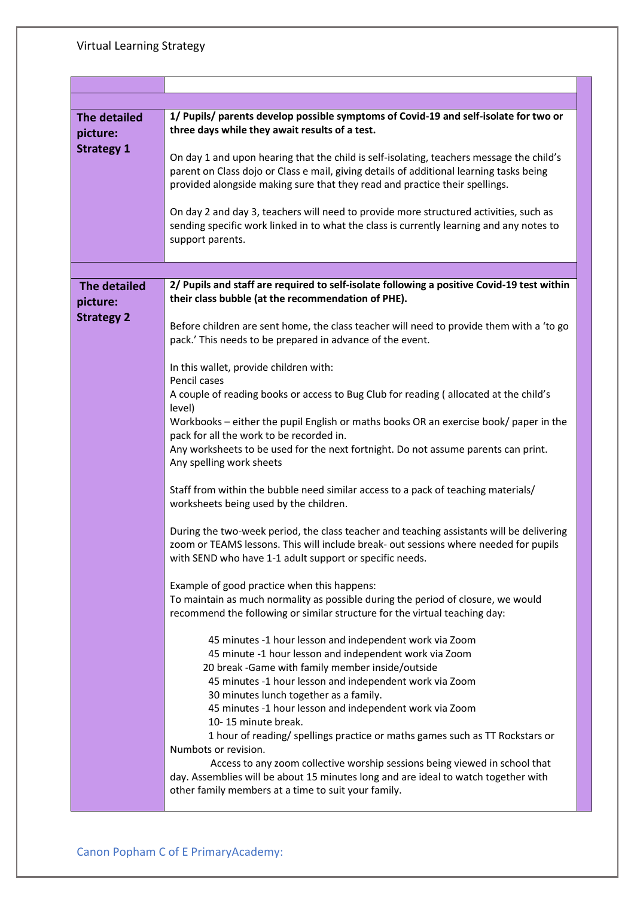Virtual Learning Strategy

| | |
|---|---|
| **The detailed picture: Strategy 1** | **1/ Pupils/ parents develop possible symptoms of Covid-19 and self-isolate for two or three days while they await results of a test.**<br><br>On day 1 and upon hearing that the child is self-isolating, teachers message the child's parent on Class dojo or Class e mail, giving details of additional learning tasks being provided alongside making sure that they read and practice their spellings.<br><br>On day 2 and day 3, teachers will need to provide more structured activities, such as sending specific work linked in to what the class is currently learning and any notes to support parents. |
| **The detailed picture: Strategy 2** | **2/ Pupils and staff are required to self-isolate following a positive Covid-19 test within their class bubble (at the recommendation of PHE).**<br><br>Before children are sent home, the class teacher will need to provide them with a 'to go pack.' This needs to be prepared in advance of the event.<br><br>In this wallet, provide children with:<br>Pencil cases<br>A couple of reading books or access to Bug Club for reading ( allocated at the child's level)<br>Workbooks – either the pupil English or maths books OR an exercise book/ paper in the pack for all the work to be recorded in.<br>Any worksheets to be used for the next fortnight. Do not assume parents can print.<br>Any spelling work sheets<br><br>Staff from within the bubble need similar access to a pack of teaching materials/ worksheets being used by the children.<br><br>During the two-week period, the class teacher and teaching assistants will be delivering zoom or TEAMS lessons. This will include break- out sessions where needed for pupils with SEND who have 1-1 adult support or specific needs.<br><br>Example of good practice when this happens:<br>To maintain as much normality as possible during the period of closure, we would recommend the following or similar structure for the virtual teaching day:<br><br>45 minutes -1 hour lesson and independent work via Zoom<br>45 minute -1 hour lesson and independent work via Zoom<br>20 break -Game with family member inside/outside<br>45 minutes -1 hour lesson and independent work via Zoom<br>30 minutes lunch together as a family.<br>45 minutes -1 hour lesson and independent work via Zoom<br>10- 15 minute break.<br>1 hour of reading/ spellings practice or maths games such as TT Rockstars or Numbots or revision.<br>Access to any zoom collective worship sessions being viewed in school that day. Assemblies will be about 15 minutes long and are ideal to watch together with other family members at a time to suit your family. |

Canon Popham C of E PrimaryAcademy: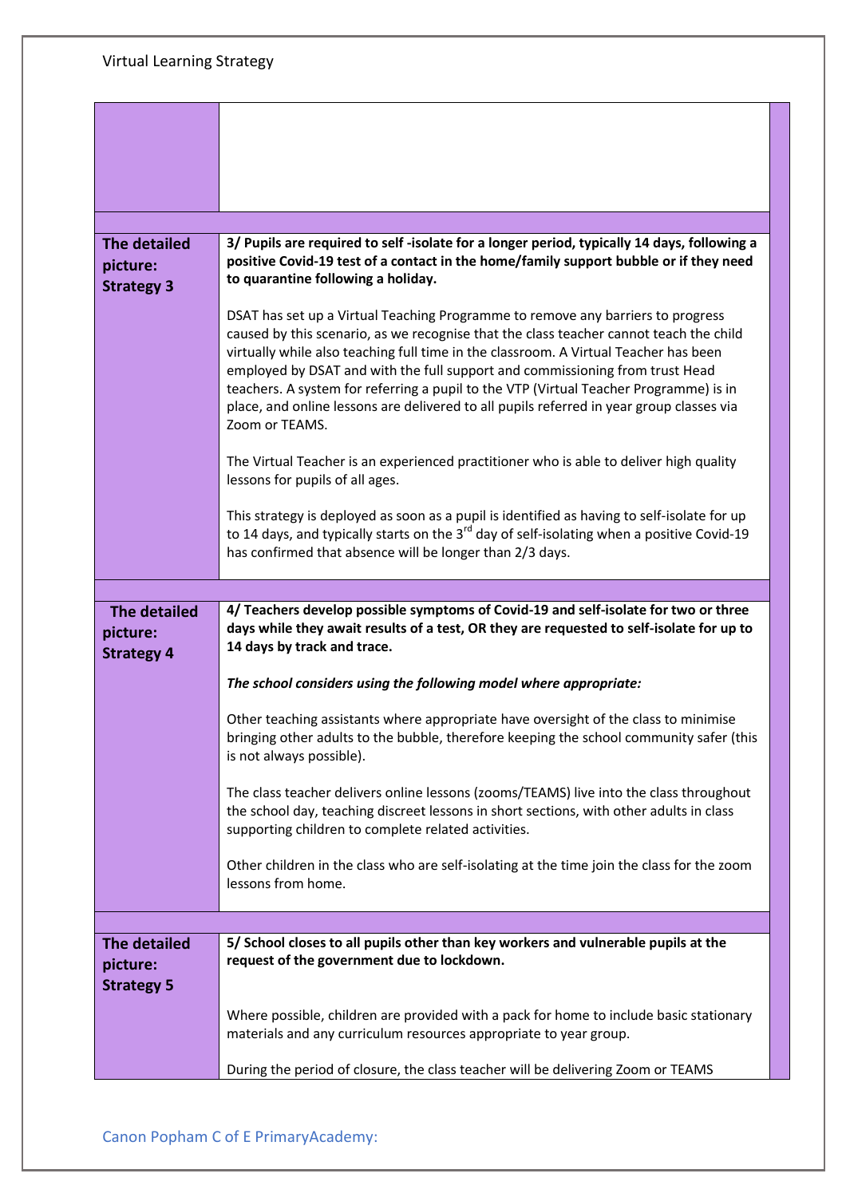| | |
|---|---|
| | |
| **The detailed picture: Strategy 3** | **3/ Pupils are required to self -isolate for a longer period, typically 14 days, following a positive Covid-19 test of a contact in the home/family support bubble or if they need to quarantine following a holiday.**<br><br>DSAT has set up a Virtual Teaching Programme to remove any barriers to progress caused by this scenario, as we recognise that the class teacher cannot teach the child virtually while also teaching full time in the classroom. A Virtual Teacher has been employed by DSAT and with the full support and commissioning from trust Head teachers. A system for referring a pupil to the VTP (Virtual Teacher Programme) is in place, and online lessons are delivered to all pupils referred in year group classes via Zoom or TEAMS.<br><br>The Virtual Teacher is an experienced practitioner who is able to deliver high quality lessons for pupils of all ages.<br><br>This strategy is deployed as soon as a pupil is identified as having to self-isolate for up to 14 days, and typically starts on the 3rd day of self-isolating when a positive Covid-19 has confirmed that absence will be longer than 2/3 days. |
| **The detailed picture: Strategy 4** | **4/ Teachers develop possible symptoms of Covid-19 and self-isolate for two or three days while they await results of a test, OR they are requested to self-isolate for up to 14 days by track and trace.**<br><br>***The school considers using the following model where appropriate:***<br><br>Other teaching assistants where appropriate have oversight of the class to minimise bringing other adults to the bubble, therefore keeping the school community safer (this is not always possible).<br><br>The class teacher delivers online lessons (zooms/TEAMS) live into the class throughout the school day, teaching discreet lessons in short sections, with other adults in class supporting children to complete related activities.<br><br>Other children in the class who are self-isolating at the time join the class for the zoom lessons from home. |
| **The detailed picture: Strategy 5** | **5/ School closes to all pupils other than key workers and vulnerable pupils at the request of the government due to lockdown.**<br><br>Where possible, children are provided with a pack for home to include basic stationary materials and any curriculum resources appropriate to year group.<br><br>During the period of closure, the class teacher will be delivering Zoom or TEAMS |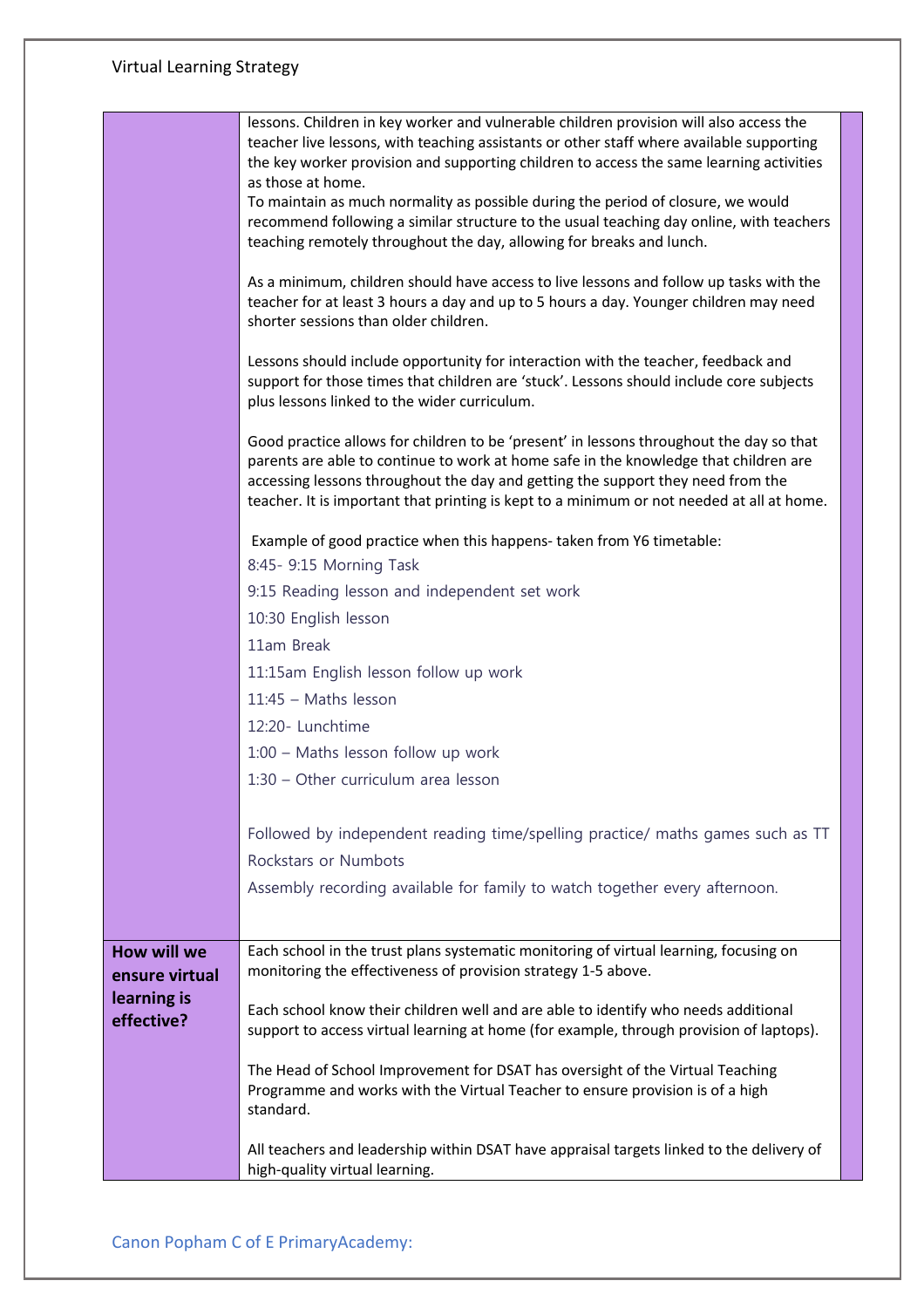| | |
|---|---|
| | lessons. Children in key worker and vulnerable children provision will also access the teacher live lessons, with teaching assistants or other staff where available supporting the key worker provision and supporting children to access the same learning activities as those at home.<br>To maintain as much normality as possible during the period of closure, we would recommend following a similar structure to the usual teaching day online, with teachers teaching remotely throughout the day, allowing for breaks and lunch.<br><br>As a minimum, children should have access to live lessons and follow up tasks with the teacher for at least 3 hours a day and up to 5 hours a day. Younger children may need shorter sessions than older children.<br><br>Lessons should include opportunity for interaction with the teacher, feedback and support for those times that children are 'stuck'. Lessons should include core subjects plus lessons linked to the wider curriculum.<br><br>Good practice allows for children to be 'present' in lessons throughout the day so that parents are able to continue to work at home safe in the knowledge that children are accessing lessons throughout the day and getting the support they need from the teacher. It is important that printing is kept to a minimum or not needed at all at home.<br><br>Example of good practice when this happens- taken from Y6 timetable:<br>8:45- 9:15 Morning Task<br>9:15 Reading lesson and independent set work<br>10:30 English lesson<br>11am Break<br>11:15am English lesson follow up work<br>11:45 – Maths lesson<br>12:20- Lunchtime<br>1:00 – Maths lesson follow up work<br>1:30 – Other curriculum area lesson<br><br>Followed by independent reading time/spelling practice/ maths games such as TT Rockstars or Numbots<br>Assembly recording available for family to watch together every afternoon. |
| **How will we ensure virtual learning is effective?** | Each school in the trust plans systematic monitoring of virtual learning, focusing on monitoring the effectiveness of provision strategy 1-5 above.<br><br>Each school know their children well and are able to identify who needs additional support to access virtual learning at home (for example, through provision of laptops).<br><br>The Head of School Improvement for DSAT has oversight of the Virtual Teaching Programme and works with the Virtual Teacher to ensure provision is of a high standard.<br><br>All teachers and leadership within DSAT have appraisal targets linked to the delivery of high-quality virtual learning. |

Canon Popham C of E PrimaryAcademy: